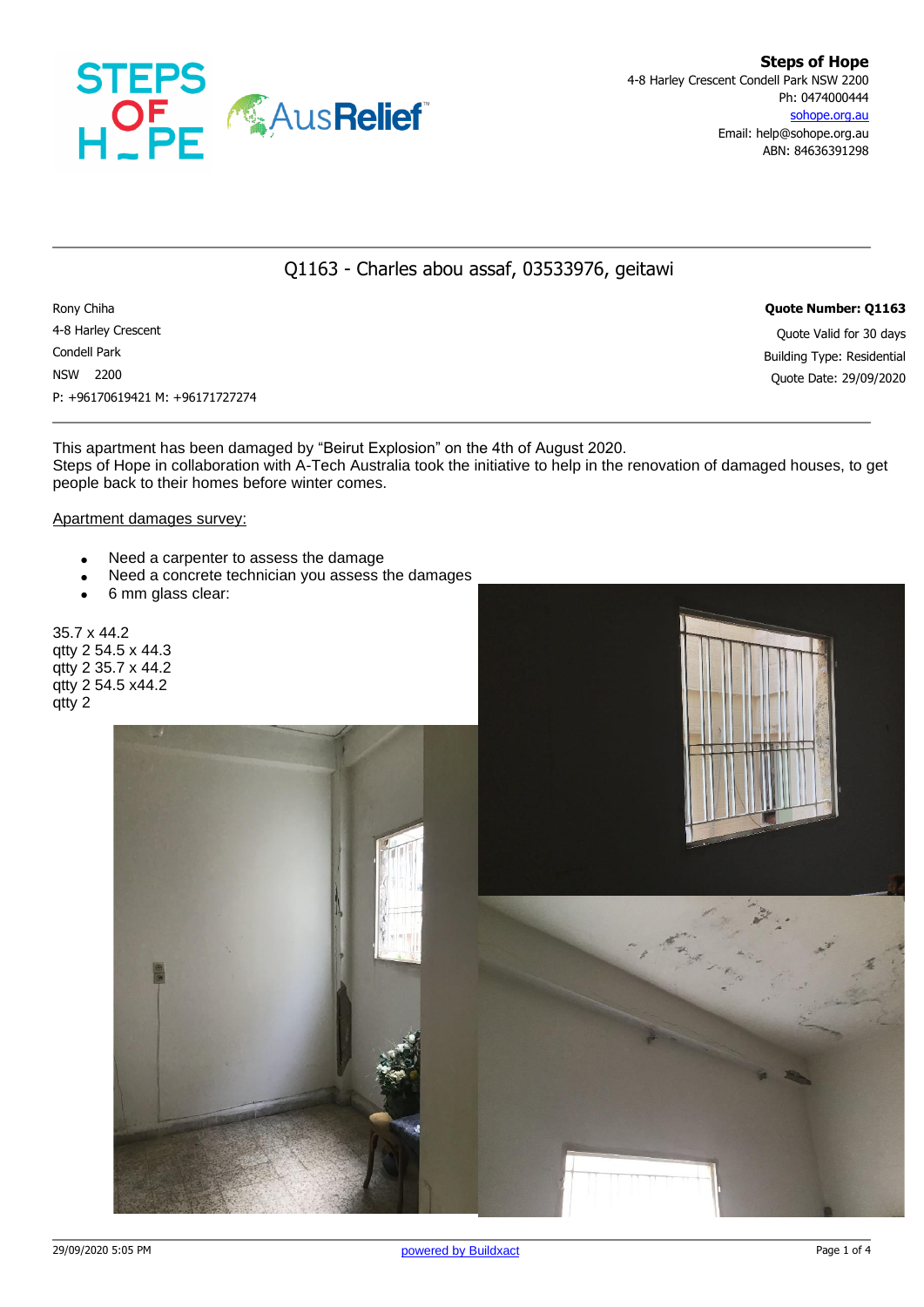**Steps of Hope**
4-8 Harley Crescent Condell Park NSW 2200
Ph: 0474000444
sohope.org.au
Email: help@sohope.org.au
ABN: 84636391298

## Q1163 - Charles abou assaf, 03533976, geitawi

Rony Chiha
4-8 Harley Crescent
Condell Park
NSW 2200
P: +96170619421 M: +96171727274

**Quote Number: Q1163**
Quote Valid for 30 days
Building Type: Residential
Quote Date: 29/09/2020

This apartment has been damaged by "Beirut Explosion" on the 4th of August 2020.
Steps of Hope in collaboration with A-Tech Australia took the initiative to help in the renovation of damaged houses, to get people back to their homes before winter comes.

Apartment damages survey:

- Need a carpenter to assess the damage
- Need a concrete technician you assess the damages
- 6 mm glass clear:

35.7 x 44.2
qtty 2 54.5 x 44.3
qtty 2 35.7 x 44.2
qtty 2 54.5 x44.2
qtty 2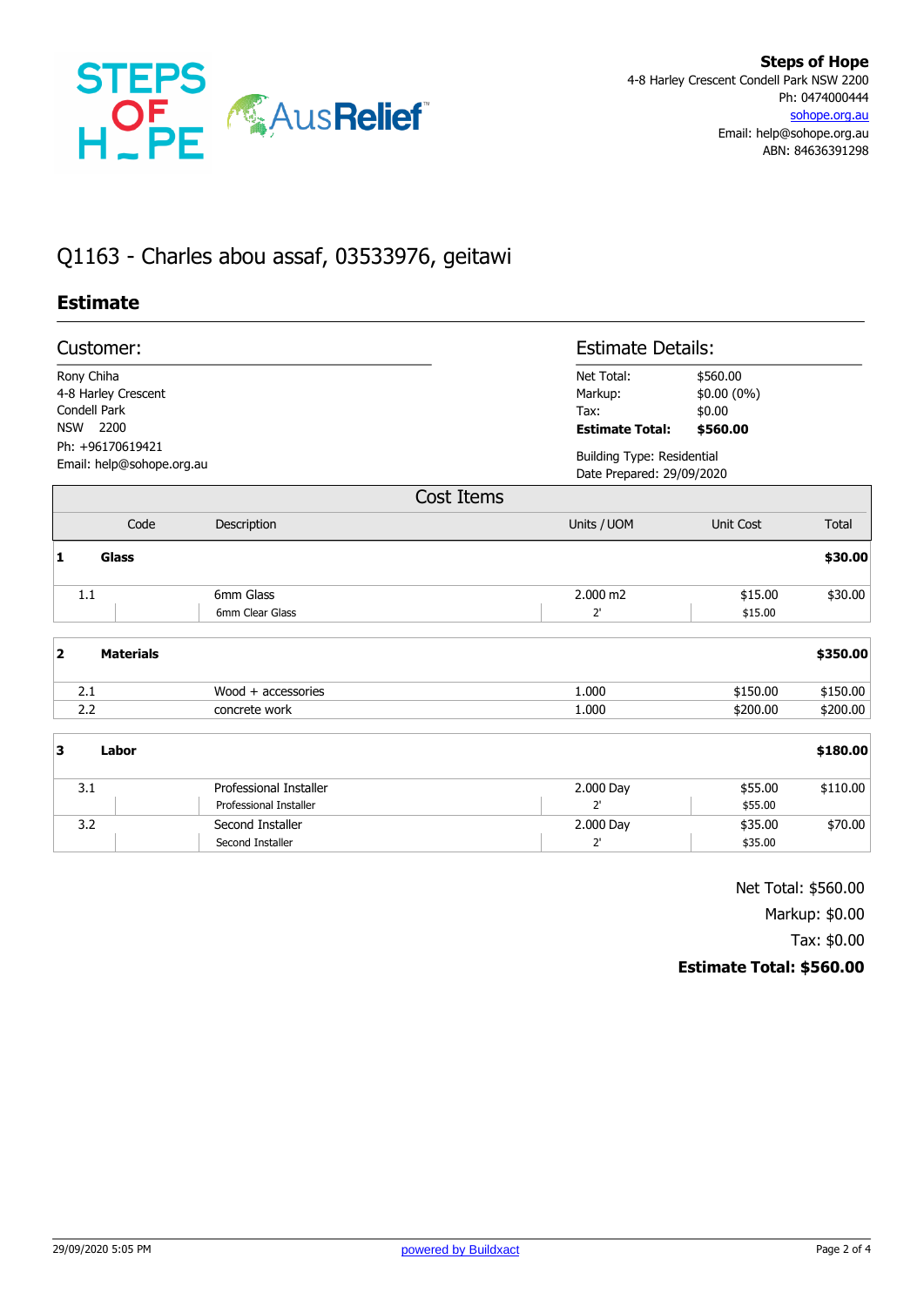**Steps of Hope**
4-8 Harley Crescent Condell Park NSW 2200
Ph: 0474000444
sohope.org.au
Email: help@sohope.org.au
ABN: 84636391298

# Q1163 - Charles abou assaf, 03533976, geitawi

## Estimate

### Customer:

Rony Chiha
4-8 Harley Crescent
Condell Park
NSW 2200
Ph: +96170619421
Email: help@sohope.org.au

### Estimate Details:

| | |
|---|---|
| Net Total: | $560.00 |
| Markup: | $0.00 (0%) |
| Tax: | $0.00 |
| **Estimate Total:** | **$560.00** |

Building Type: Residential
Date Prepared: 29/09/2020

### Cost Items

| | Code | Description | Units / UOM | Unit Cost | Total |
|---|---|---|---|---|---|
| **1** | **Glass** | | | | **$30.00** |
| 1.1 | | 6mm Glass | 2.000 m2 | $15.00 | $30.00 |
| | | 6mm Clear Glass | 2' | $15.00 | |
| **2** | **Materials** | | | | **$350.00** |
| 2.1 | | Wood + accessories | 1.000 | $150.00 | $150.00 |
| 2.2 | | concrete work | 1.000 | $200.00 | $200.00 |
| **3** | **Labor** | | | | **$180.00** |
| 3.1 | | Professional Installer | 2.000 Day | $55.00 | $110.00 |
| | | Professional Installer | 2' | $55.00 | |
| 3.2 | | Second Installer | 2.000 Day | $35.00 | $70.00 |
| | | Second Installer | 2' | $35.00 | |

Net Total: $560.00
Markup: $0.00
Tax: $0.00
**Estimate Total: $560.00**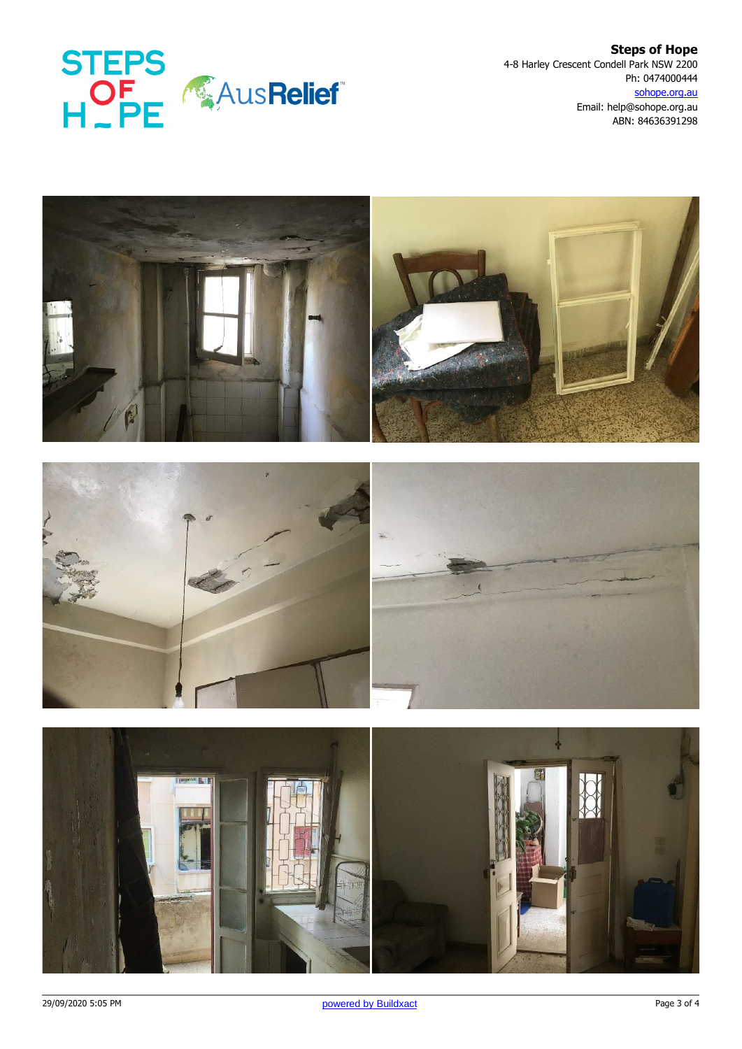**Steps of Hope**
4-8 Harley Crescent Condell Park NSW 2200
Ph: 0474000444
sohope.org.au
Email: help@sohope.org.au
ABN: 84636391298